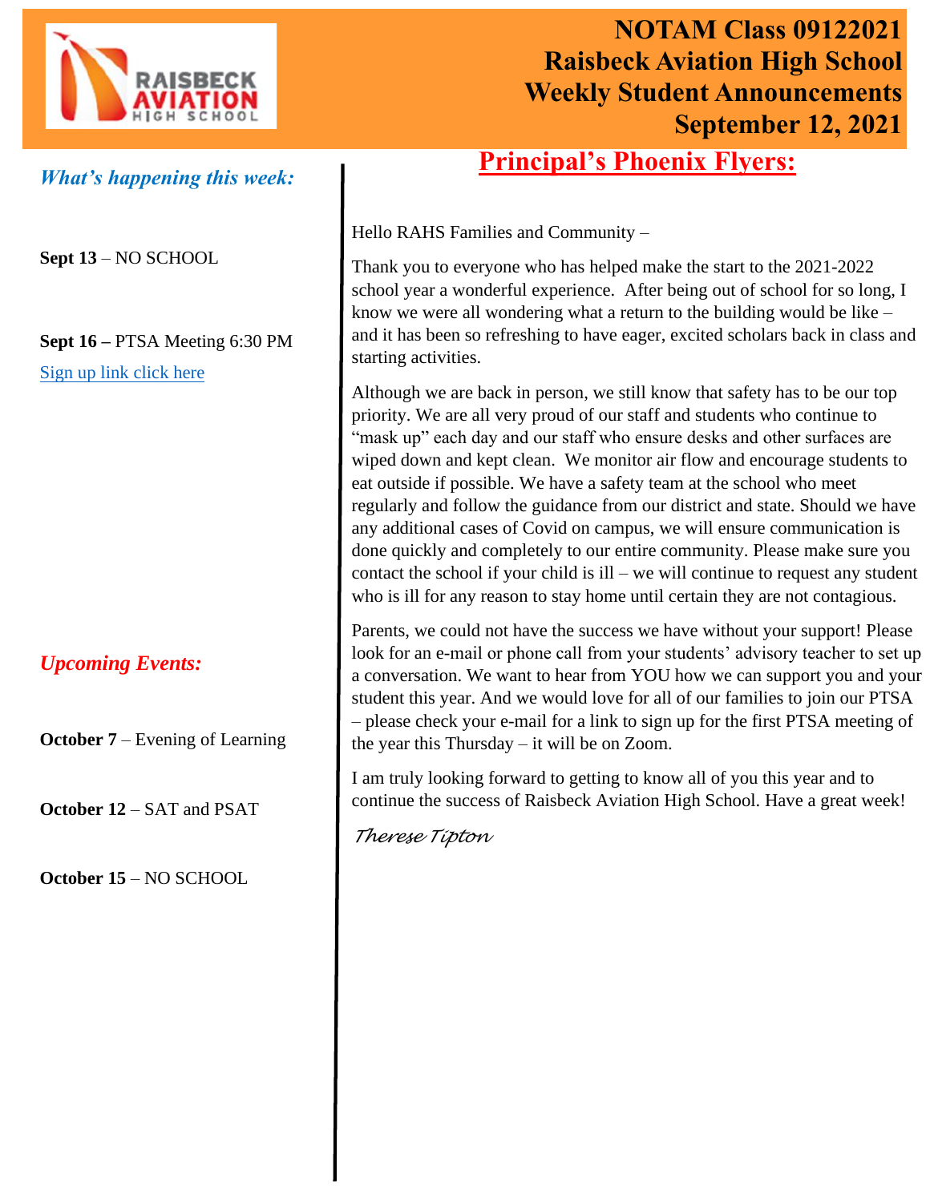# NOTAM Class 09122021
# Raisbeck Aviation High School
# Weekly Student Announcements
# September 12, 2021

## *What's happening this week:*

**Sept 13** – NO SCHOOL

**Sept 16 –** PTSA Meeting 6:30 PM
Sign up link click here

## *Upcoming Events:*

**October 7** – Evening of Learning

**October 12** – SAT and PSAT

**October 15** – NO SCHOOL

## Principal's Phoenix Flyers:

Hello RAHS Families and Community –

Thank you to everyone who has helped make the start to the 2021-2022 school year a wonderful experience. After being out of school for so long, I know we were all wondering what a return to the building would be like – and it has been so refreshing to have eager, excited scholars back in class and starting activities.

Although we are back in person, we still know that safety has to be our top priority. We are all very proud of our staff and students who continue to "mask up" each day and our staff who ensure desks and other surfaces are wiped down and kept clean. We monitor air flow and encourage students to eat outside if possible. We have a safety team at the school who meet regularly and follow the guidance from our district and state. Should we have any additional cases of Covid on campus, we will ensure communication is done quickly and completely to our entire community. Please make sure you contact the school if your child is ill – we will continue to request any student who is ill for any reason to stay home until certain they are not contagious.

Parents, we could not have the success we have without your support! Please look for an e-mail or phone call from your students' advisory teacher to set up a conversation. We want to hear from YOU how we can support you and your student this year. And we would love for all of our families to join our PTSA – please check your e-mail for a link to sign up for the first PTSA meeting of the year this Thursday – it will be on Zoom.

I am truly looking forward to getting to know all of you this year and to continue the success of Raisbeck Aviation High School. Have a great week!

*Therese Tipton*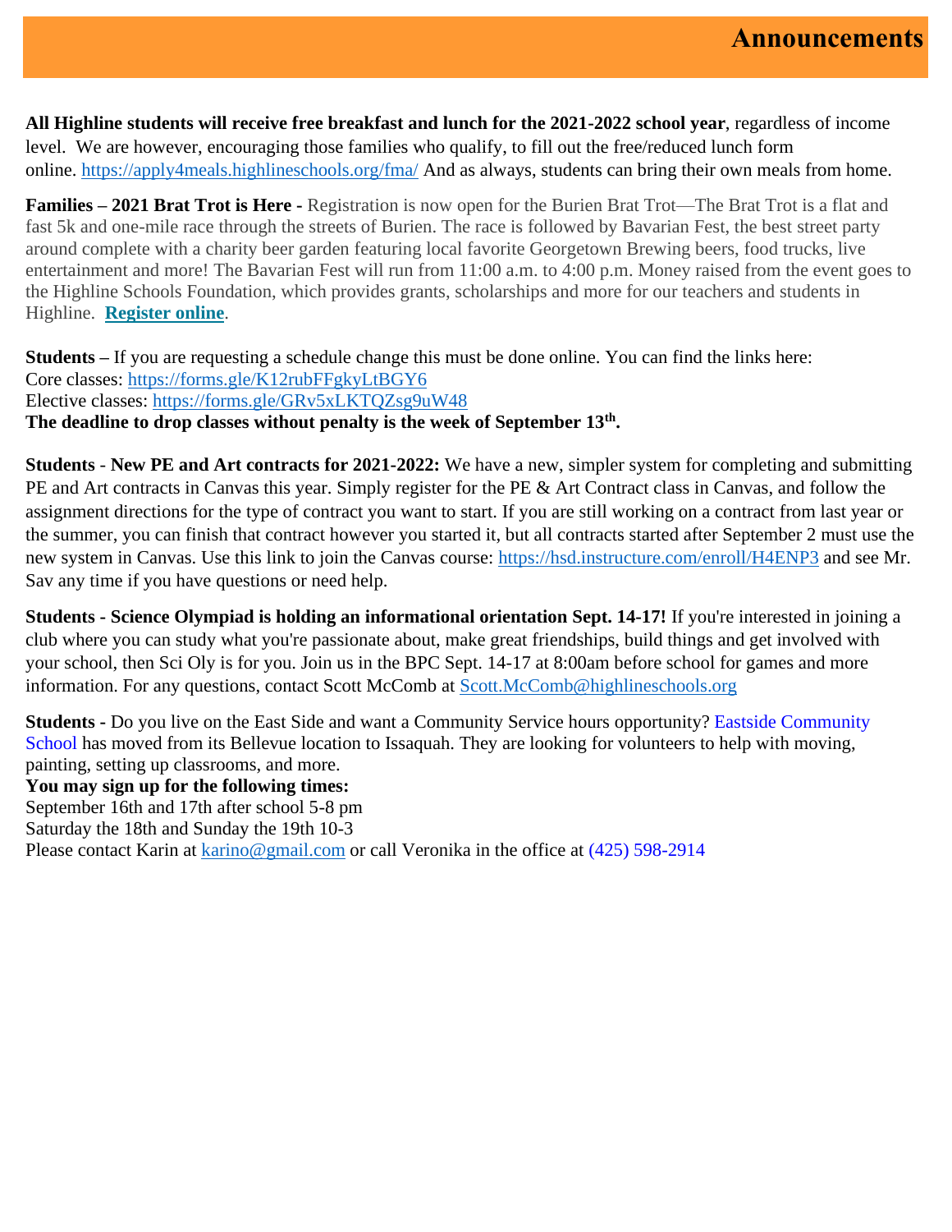# Announcements

**All Highline students will receive free breakfast and lunch for the 2021-2022 school year**, regardless of income level. We are however, encouraging those families who qualify, to fill out the free/reduced lunch form online. https://apply4meals.highlineschools.org/fma/ And as always, students can bring their own meals from home.

**Families – 2021 Brat Trot is Here -** Registration is now open for the Burien Brat Trot—The Brat Trot is a flat and fast 5k and one-mile race through the streets of Burien. The race is followed by Bavarian Fest, the best street party around complete with a charity beer garden featuring local favorite Georgetown Brewing beers, food trucks, live entertainment and more! The Bavarian Fest will run from 11:00 a.m. to 4:00 p.m. Money raised from the event goes to the Highline Schools Foundation, which provides grants, scholarships and more for our teachers and students in Highline. **Register online**.

**Students –** If you are requesting a schedule change this must be done online. You can find the links here:
Core classes: https://forms.gle/K12rubFFgkyLtBGY6
Elective classes: https://forms.gle/GRv5xLKTQZsg9uW48
**The deadline to drop classes without penalty is the week of September 13th.**

**Students - New PE and Art contracts for 2021-2022:** We have a new, simpler system for completing and submitting PE and Art contracts in Canvas this year. Simply register for the PE & Art Contract class in Canvas, and follow the assignment directions for the type of contract you want to start. If you are still working on a contract from last year or the summer, you can finish that contract however you started it, but all contracts started after September 2 must use the new system in Canvas. Use this link to join the Canvas course: https://hsd.instructure.com/enroll/H4ENP3 and see Mr. Sav any time if you have questions or need help.

**Students - Science Olympiad is holding an informational orientation Sept. 14-17!** If you're interested in joining a club where you can study what you're passionate about, make great friendships, build things and get involved with your school, then Sci Oly is for you. Join us in the BPC Sept. 14-17 at 8:00am before school for games and more information. For any questions, contact Scott McComb at Scott.McComb@highlineschools.org

**Students -** Do you live on the East Side and want a Community Service hours opportunity? Eastside Community School has moved from its Bellevue location to Issaquah. They are looking for volunteers to help with moving, painting, setting up classrooms, and more.
**You may sign up for the following times:**
September 16th and 17th after school 5-8 pm
Saturday the 18th and Sunday the 19th 10-3
Please contact Karin at karino@gmail.com or call Veronika in the office at (425) 598-2914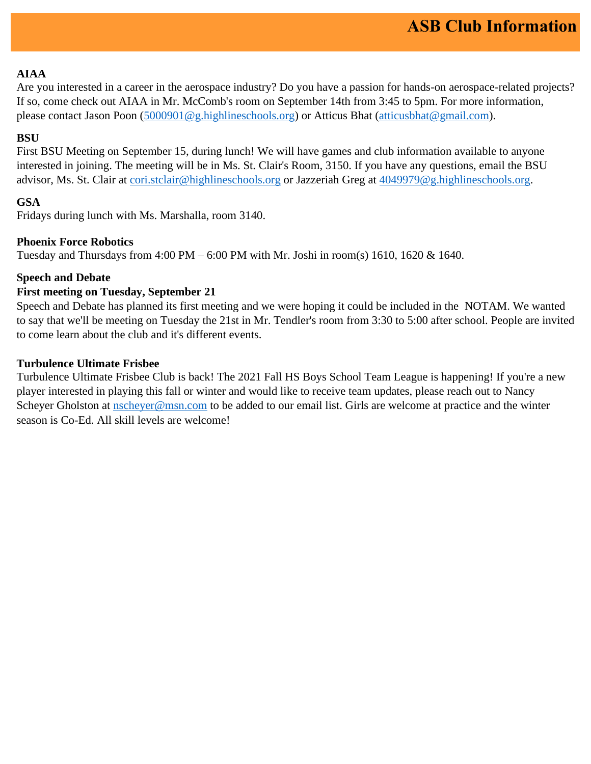# ASB Club Information

**AIAA**

Are you interested in a career in the aerospace industry? Do you have a passion for hands-on aerospace-related projects? If so, come check out AIAA in Mr. McComb's room on September 14th from 3:45 to 5pm. For more information, please contact Jason Poon (5000901@g.highlineschools.org) or Atticus Bhat (atticusbhat@gmail.com).

**BSU**

First BSU Meeting on September 15, during lunch! We will have games and club information available to anyone interested in joining. The meeting will be in Ms. St. Clair's Room, 3150. If you have any questions, email the BSU advisor, Ms. St. Clair at cori.stclair@highlineschools.org or Jazzeriah Greg at 4049979@g.highlineschools.org.

**GSA**

Fridays during lunch with Ms. Marshalla, room 3140.

**Phoenix Force Robotics**

Tuesday and Thursdays from 4:00 PM – 6:00 PM with Mr. Joshi in room(s) 1610, 1620 & 1640.

**Speech and Debate**

**First meeting on Tuesday, September 21**

Speech and Debate has planned its first meeting and we were hoping it could be included in the NOTAM. We wanted to say that we'll be meeting on Tuesday the 21st in Mr. Tendler's room from 3:30 to 5:00 after school. People are invited to come learn about the club and it's different events.

**Turbulence Ultimate Frisbee**

Turbulence Ultimate Frisbee Club is back! The 2021 Fall HS Boys School Team League is happening! If you're a new player interested in playing this fall or winter and would like to receive team updates, please reach out to Nancy Scheyer Gholston at nscheyer@msn.com to be added to our email list. Girls are welcome at practice and the winter season is Co-Ed. All skill levels are welcome!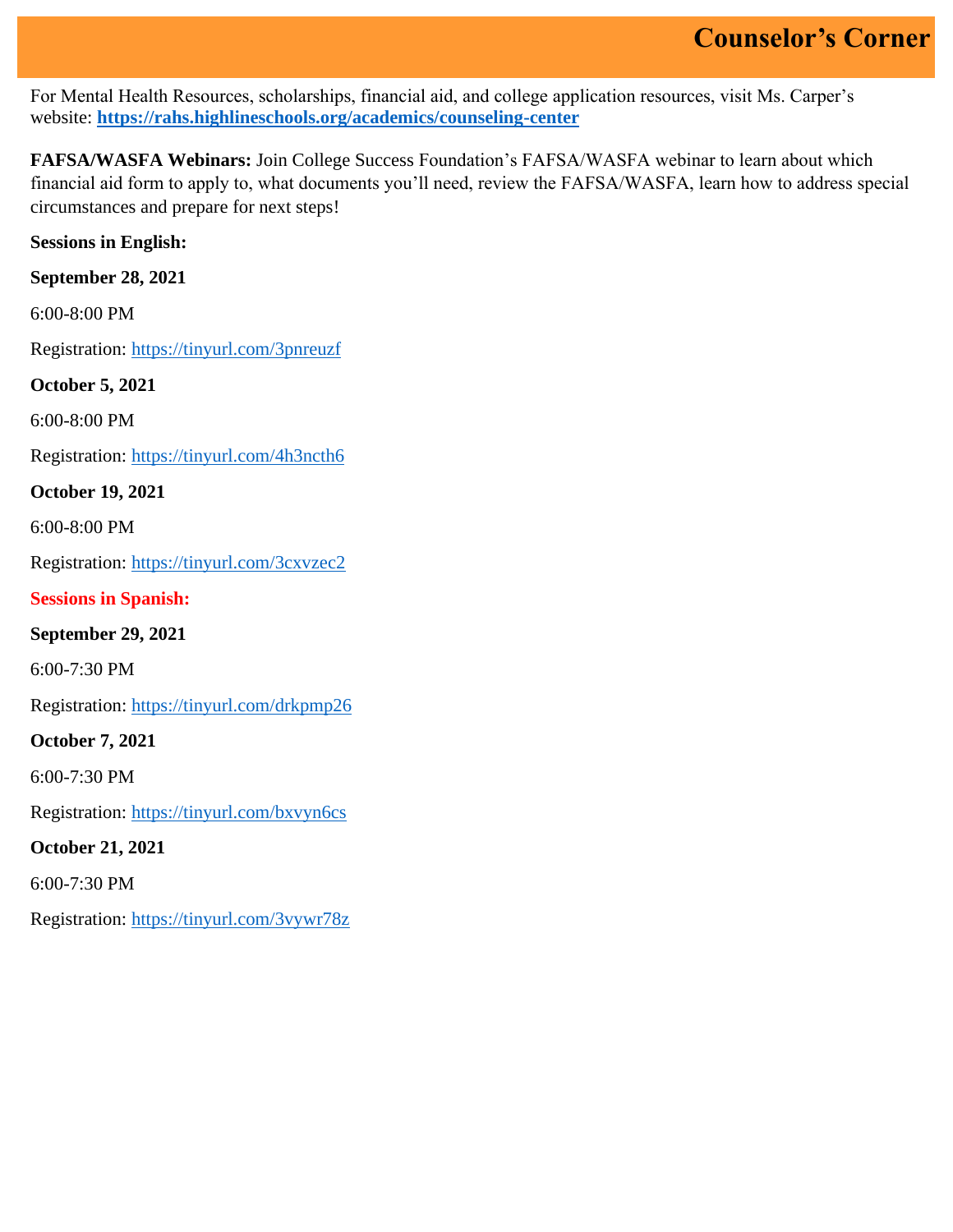# Counselor's Corner

For Mental Health Resources, scholarships, financial aid, and college application resources, visit Ms. Carper's website: **https://rahs.highlineschools.org/academics/counseling-center**

**FAFSA/WASFA Webinars:** Join College Success Foundation's FAFSA/WASFA webinar to learn about which financial aid form to apply to, what documents you'll need, review the FAFSA/WASFA, learn how to address special circumstances and prepare for next steps!

**Sessions in English:**

**September 28, 2021**

6:00-8:00 PM

Registration: https://tinyurl.com/3pnreuzf

**October 5, 2021**

6:00-8:00 PM

Registration: https://tinyurl.com/4h3ncth6

**October 19, 2021**

6:00-8:00 PM

Registration: https://tinyurl.com/3cxvzec2

**Sessions in Spanish:**

**September 29, 2021**

6:00-7:30 PM

Registration: https://tinyurl.com/drkpmp26

**October 7, 2021**

6:00-7:30 PM

Registration: https://tinyurl.com/bxvyn6cs

**October 21, 2021**

6:00-7:30 PM

Registration: https://tinyurl.com/3vywr78z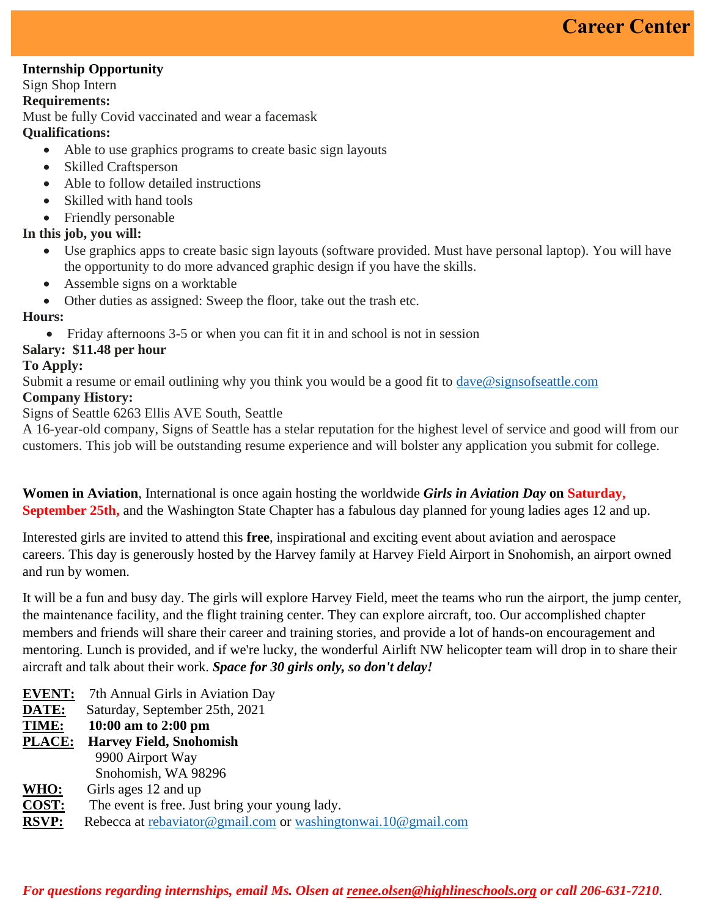# Career Center

**Internship Opportunity**

Sign Shop Intern

**Requirements:**

Must be fully Covid vaccinated and wear a facemask

**Qualifications:**

- Able to use graphics programs to create basic sign layouts
- Skilled Craftsperson
- Able to follow detailed instructions
- Skilled with hand tools
- Friendly personable

**In this job, you will:**

- Use graphics apps to create basic sign layouts (software provided. Must have personal laptop). You will have the opportunity to do more advanced graphic design if you have the skills.
- Assemble signs on a worktable
- Other duties as assigned: Sweep the floor, take out the trash etc.

**Hours:**

- Friday afternoons 3-5 or when you can fit it in and school is not in session

**Salary: $11.48 per hour**

**To Apply:**

Submit a resume or email outlining why you think you would be a good fit to dave@signsofseattle.com

**Company History:**

Signs of Seattle 6263 Ellis AVE South, Seattle

A 16-year-old company, Signs of Seattle has a stelar reputation for the highest level of service and good will from our customers. This job will be outstanding resume experience and will bolster any application you submit for college.

**Women in Aviation**, International is once again hosting the worldwide ***Girls in Aviation Day*** **on Saturday, September 25th,** and the Washington State Chapter has a fabulous day planned for young ladies ages 12 and up.

Interested girls are invited to attend this **free**, inspirational and exciting event about aviation and aerospace careers. This day is generously hosted by the Harvey family at Harvey Field Airport in Snohomish, an airport owned and run by women.

It will be a fun and busy day. The girls will explore Harvey Field, meet the teams who run the airport, the jump center, the maintenance facility, and the flight training center. They can explore aircraft, too. Our accomplished chapter members and friends will share their career and training stories, and provide a lot of hands-on encouragement and mentoring. Lunch is provided, and if we're lucky, the wonderful Airlift NW helicopter team will drop in to share their aircraft and talk about their work. ***Space for 30 girls only, so don't delay!***

**EVENT:** 7th Annual Girls in Aviation Day
**DATE:** Saturday, September 25th, 2021
**TIME:** **10:00 am to 2:00 pm**
**PLACE:** **Harvey Field, Snohomish**
9900 Airport Way
Snohomish, WA 98296
**WHO:** Girls ages 12 and up
**COST:** The event is free. Just bring your young lady.
**RSVP:** Rebecca at rebaviator@gmail.com or washingtonwai.10@gmail.com

***For questions regarding internships, email Ms. Olsen at renee.olsen@highlineschools.org or call 206-631-7210***.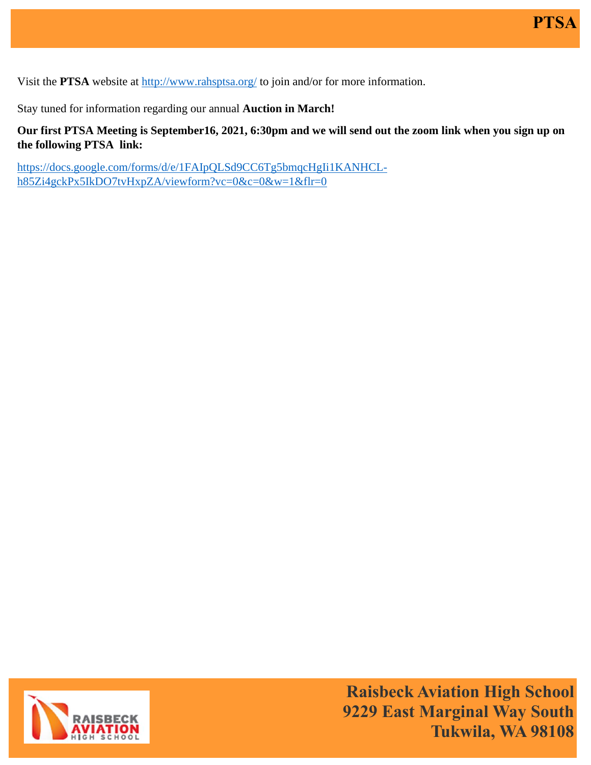# PTSA

Visit the **PTSA** website at http://www.rahsptsa.org/ to join and/or for more information.

Stay tuned for information regarding our annual **Auction in March!**

**Our first PTSA Meeting is September16, 2021, 6:30pm and we will send out the zoom link when you sign up on the following PTSA link:**

https://docs.google.com/forms/d/e/1FAIpQLSd9CC6Tg5bmqcHgIi1KANHCL-h85Zi4gckPx5IkDO7tvHxpZA/viewform?vc=0&c=0&w=1&flr=0

**Raisbeck Aviation High School**
**9229 East Marginal Way South**
**Tukwila, WA 98108**